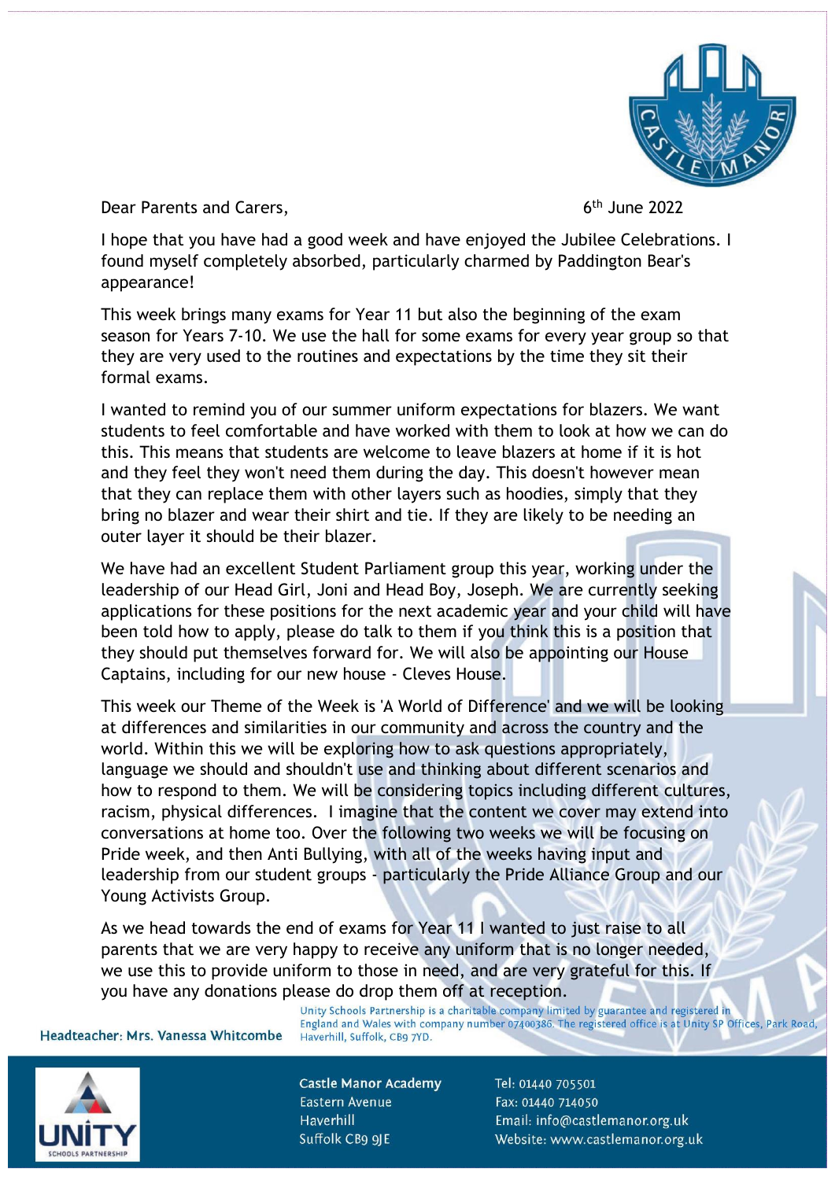Dear Parents and Carers,

6th June 2022

I hope that you have had a good week and have enjoyed the Jubilee Celebrations. I found myself completely absorbed, particularly charmed by Paddington Bear's appearance!

This week brings many exams for Year 11 but also the beginning of the exam season for Years 7-10. We use the hall for some exams for every year group so that they are very used to the routines and expectations by the time they sit their formal exams.

I wanted to remind you of our summer uniform expectations for blazers. We want students to feel comfortable and have worked with them to look at how we can do this. This means that students are welcome to leave blazers at home if it is hot and they feel they won't need them during the day. This doesn't however mean that they can replace them with other layers such as hoodies, simply that they bring no blazer and wear their shirt and tie. If they are likely to be needing an outer layer it should be their blazer.

We have had an excellent Student Parliament group this year, working under the leadership of our Head Girl, Joni and Head Boy, Joseph. We are currently seeking applications for these positions for the next academic year and your child will have been told how to apply, please do talk to them if you think this is a position that they should put themselves forward for. We will also be appointing our House Captains, including for our new house - Cleves House.

This week our Theme of the Week is 'A World of Difference' and we will be looking at differences and similarities in our community and across the country and the world. Within this we will be exploring how to ask questions appropriately, language we should and shouldn't use and thinking about different scenarios and how to respond to them. We will be considering topics including different cultures, racism, physical differences. I imagine that the content we cover may extend into conversations at home too. Over the following two weeks we will be focusing on Pride week, and then Anti Bullying, with all of the weeks having input and leadership from our student groups - particularly the Pride Alliance Group and our Young Activists Group.

As we head towards the end of exams for Year 11 I wanted to just raise to all parents that we are very happy to receive any uniform that is no longer needed, we use this to provide uniform to those in need, and are very grateful for this. If you have any donations please do drop them off at reception.

Headteacher: Mrs. Vanessa Whitcombe

Unity Schools Partnership is a charitable company limited by guarantee and registered in England and Wales with company number 07400386. The registered office is at Unity SP Offices, Park Road, Haverhill, Suffolk, CB9 7YD.

Castle Manor Academy
Eastern Avenue
Haverhill
Suffolk CB9 9JE

Tel: 01440 705501
Fax: 01440 714050
Email: info@castlemanor.org.uk
Website: www.castlemanor.org.uk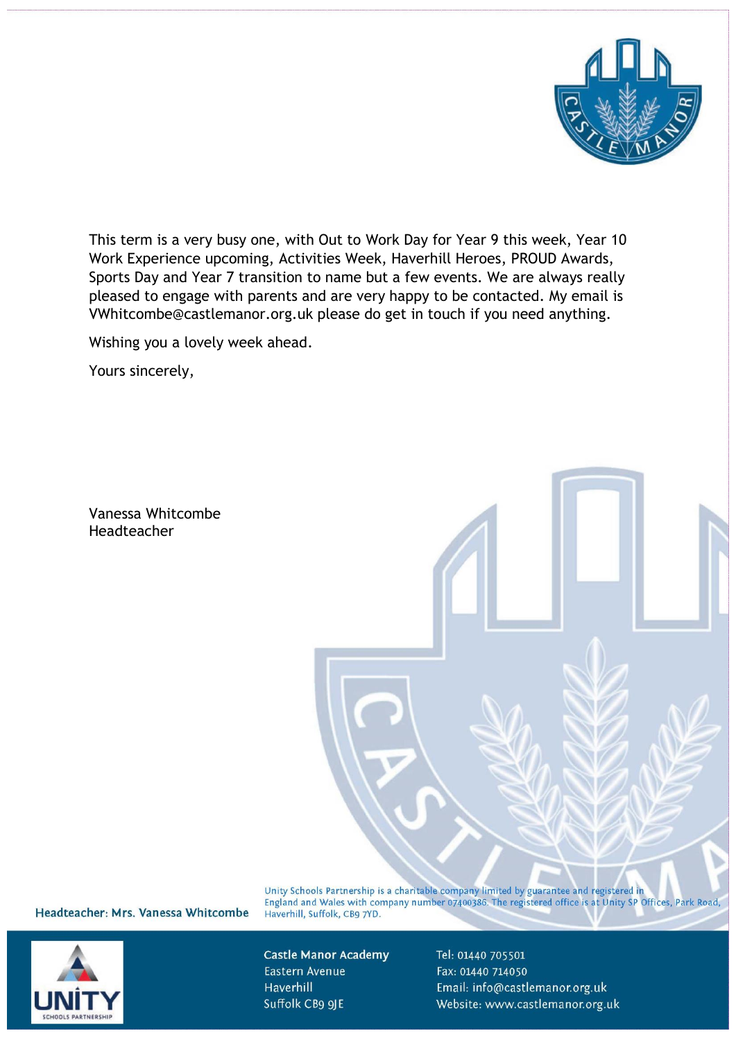This term is a very busy one, with Out to Work Day for Year 9 this week, Year 10 Work Experience upcoming, Activities Week, Haverhill Heroes, PROUD Awards, Sports Day and Year 7 transition to name but a few events. We are always really pleased to engage with parents and are very happy to be contacted. My email is VWhitcombe@castlemanor.org.uk please do get in touch if you need anything.

Wishing you a lovely week ahead.

Yours sincerely,

Vanessa Whitcombe
Headteacher

Headteacher: Mrs. Vanessa Whitcombe

Unity Schools Partnership is a charitable company limited by guarantee and registered in England and Wales with company number 07400386. The registered office is at Unity SP Offices, Park Road, Haverhill, Suffolk, CB9 7YD.

Castle Manor Academy
Eastern Avenue
Haverhill
Suffolk CB9 9JE

Tel: 01440 705501
Fax: 01440 714050
Email: info@castlemanor.org.uk
Website: www.castlemanor.org.uk